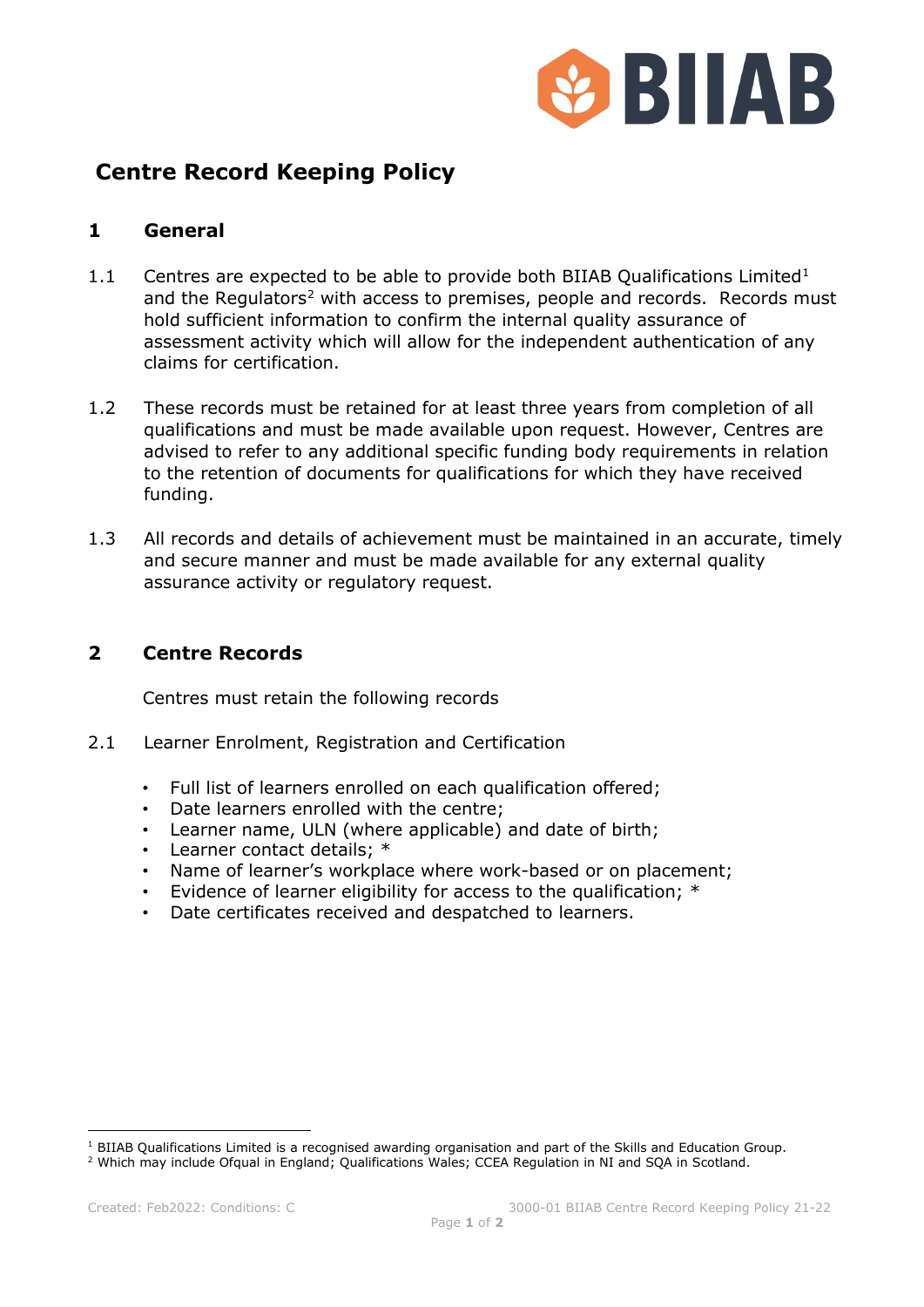# Centre Record Keeping Policy

## 1 General

1.1 Centres are expected to be able to provide both BIIAB Qualifications Limited[1] and the Regulators[2] with access to premises, people and records. Records must hold sufficient information to confirm the internal quality assurance of assessment activity which will allow for the independent authentication of any claims for certification.

1.2 These records must be retained for at least three years from completion of all qualifications and must be made available upon request. However, Centres are advised to refer to any additional specific funding body requirements in relation to the retention of documents for qualifications for which they have received funding.

1.3 All records and details of achievement must be maintained in an accurate, timely and secure manner and must be made available for any external quality assurance activity or regulatory request.

## 2 Centre Records

Centres must retain the following records

2.1 Learner Enrolment, Registration and Certification

- Full list of learners enrolled on each qualification offered;
- Date learners enrolled with the centre;
- Learner name, ULN (where applicable) and date of birth;
- Learner contact details; *
- Name of learner's workplace where work-based or on placement;
- Evidence of learner eligibility for access to the qualification; *
- Date certificates received and despatched to learners.

[1] BIIAB Qualifications Limited is a recognised awarding organisation and part of the Skills and Education Group.
[2] Which may include Ofqual in England; Qualifications Wales; CCEA Regulation in NI and SQA in Scotland.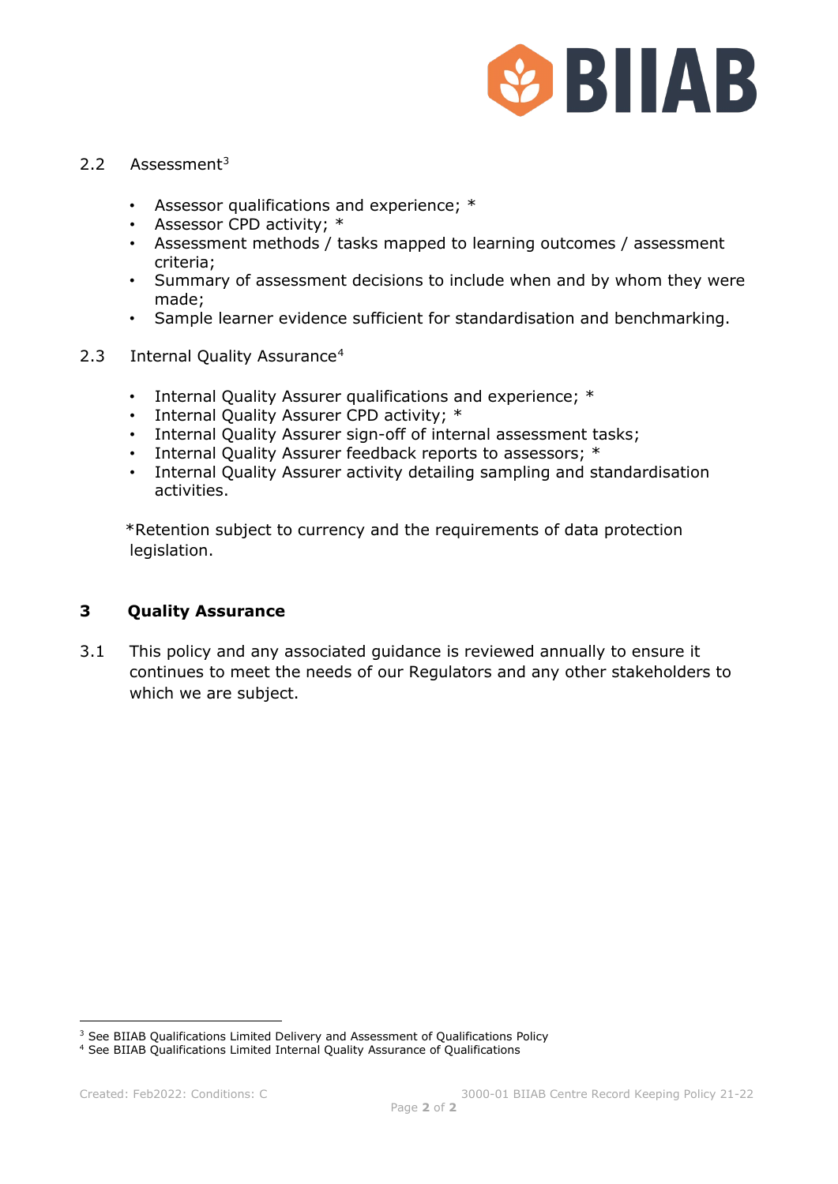2.2 Assessment[3]

- Assessor qualifications and experience; *
- Assessor CPD activity; *
- Assessment methods / tasks mapped to learning outcomes / assessment criteria;
- Summary of assessment decisions to include when and by whom they were made;
- Sample learner evidence sufficient for standardisation and benchmarking.

2.3 Internal Quality Assurance[4]

- Internal Quality Assurer qualifications and experience; *
- Internal Quality Assurer CPD activity; *
- Internal Quality Assurer sign-off of internal assessment tasks;
- Internal Quality Assurer feedback reports to assessors; *
- Internal Quality Assurer activity detailing sampling and standardisation activities.

*Retention subject to currency and the requirements of data protection legislation.

## 3 Quality Assurance

3.1 This policy and any associated guidance is reviewed annually to ensure it continues to meet the needs of our Regulators and any other stakeholders to which we are subject.

[3] See BIIAB Qualifications Limited Delivery and Assessment of Qualifications Policy
[4] See BIIAB Qualifications Limited Internal Quality Assurance of Qualifications